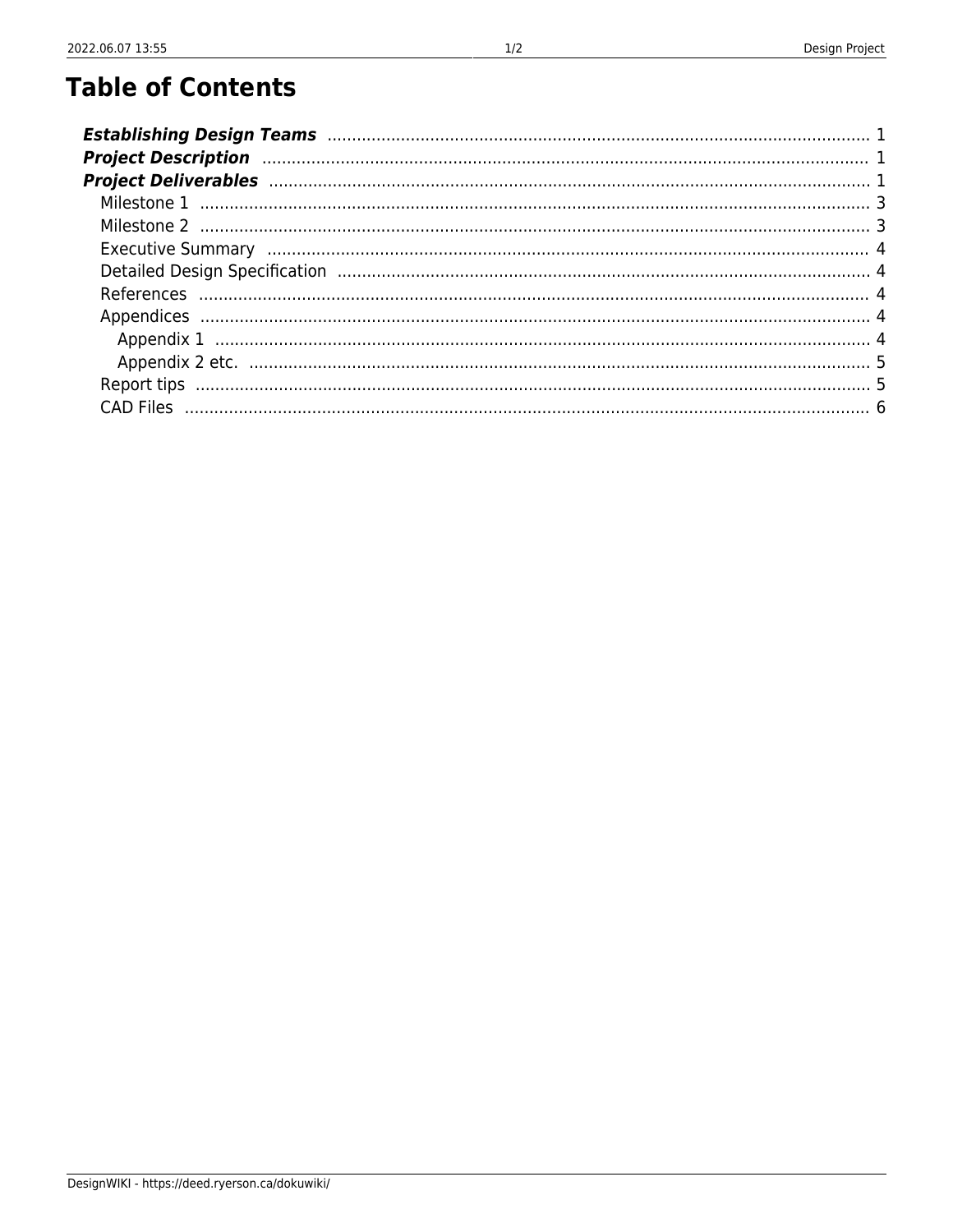# Table of Contents

- ***Establishing Design Teams*** ..... 1
- ***Project Description*** ..... 1
- ***Project Deliverables*** ..... 1
  - Milestone 1 ..... 3
  - Milestone 2 ..... 3
  - Executive Summary ..... 4
  - Detailed Design Specification ..... 4
  - References ..... 4
  - Appendices ..... 4
    - Appendix 1 ..... 4
    - Appendix 2 etc. ..... 5
  - Report tips ..... 5
  - CAD Files ..... 6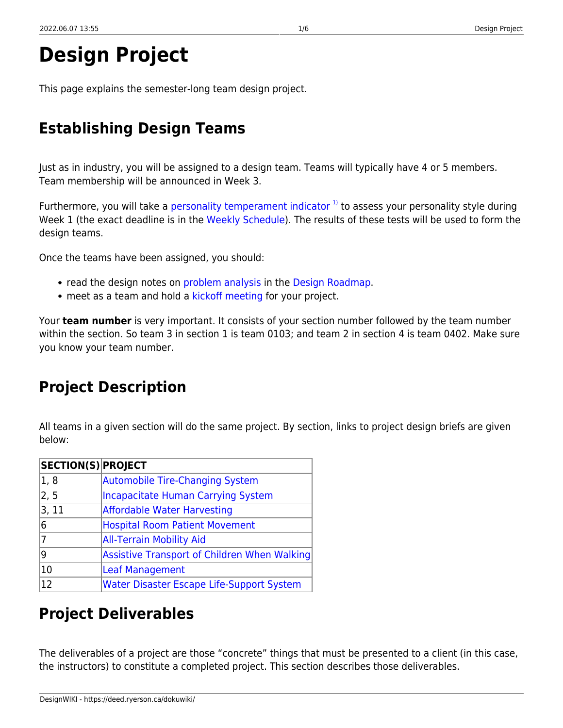# Design Project

This page explains the semester-long team design project.

## Establishing Design Teams

Just as in industry, you will be assigned to a design team. Teams will typically have 4 or 5 members. Team membership will be announced in Week 3.

Furthermore, you will take a personality temperament indicator [1] to assess your personality style during Week 1 (the exact deadline is in the Weekly Schedule). The results of these tests will be used to form the design teams.

Once the teams have been assigned, you should:

- read the design notes on problem analysis in the Design Roadmap.
- meet as a team and hold a kickoff meeting for your project.

Your **team number** is very important. It consists of your section number followed by the team number within the section. So team 3 in section 1 is team 0103; and team 2 in section 4 is team 0402. Make sure you know your team number.

## Project Description

All teams in a given section will do the same project. By section, links to project design briefs are given below:

| SECTION(S) | PROJECT |
|---|---|
| 1, 8 | Automobile Tire-Changing System |
| 2, 5 | Incapacitate Human Carrying System |
| 3, 11 | Affordable Water Harvesting |
| 6 | Hospital Room Patient Movement |
| 7 | All-Terrain Mobility Aid |
| 9 | Assistive Transport of Children When Walking |
| 10 | Leaf Management |
| 12 | Water Disaster Escape Life-Support System |

## Project Deliverables

The deliverables of a project are those "concrete" things that must be presented to a client (in this case, the instructors) to constitute a completed project. This section describes those deliverables.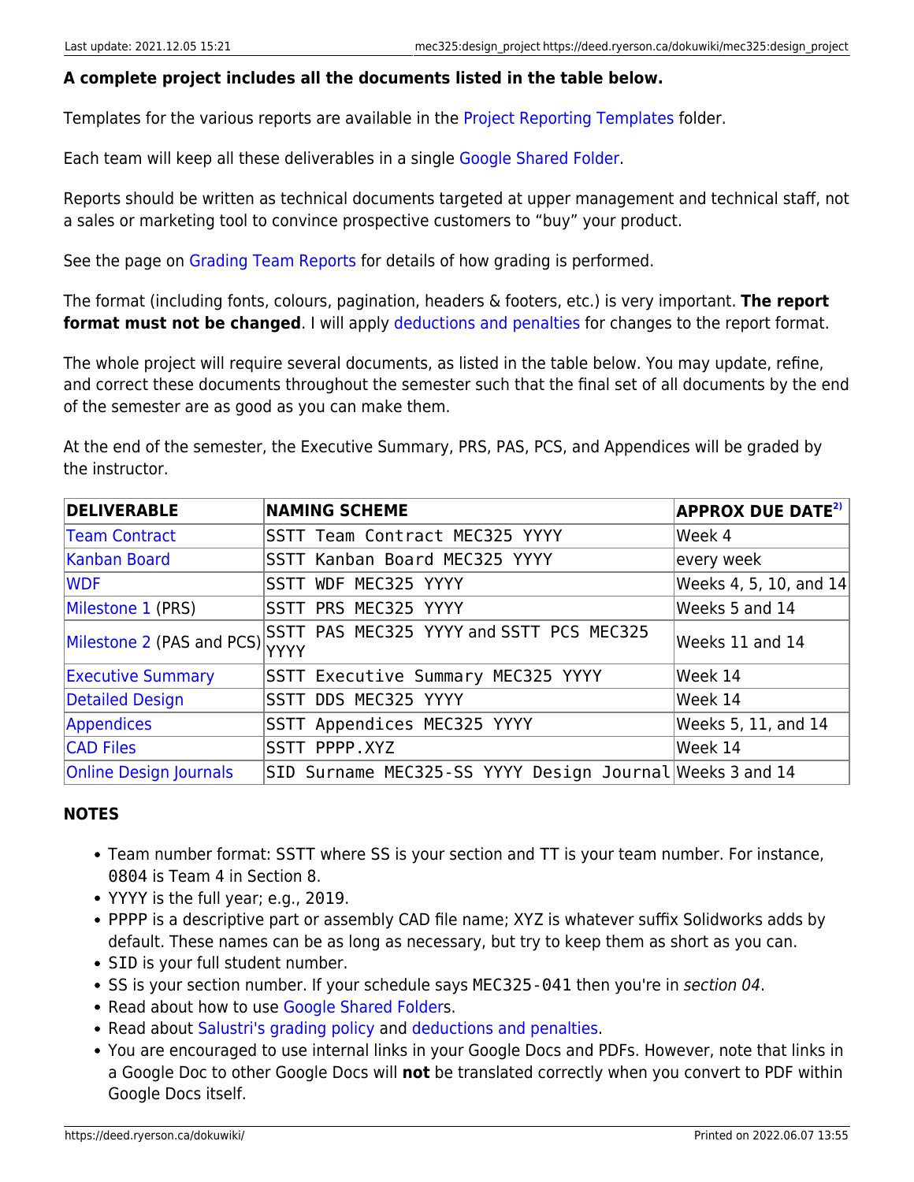**A complete project includes all the documents listed in the table below.**

Templates for the various reports are available in the Project Reporting Templates folder.

Each team will keep all these deliverables in a single Google Shared Folder.

Reports should be written as technical documents targeted at upper management and technical staff, not a sales or marketing tool to convince prospective customers to "buy" your product.

See the page on Grading Team Reports for details of how grading is performed.

The format (including fonts, colours, pagination, headers & footers, etc.) is very important. **The report format must not be changed**. I will apply deductions and penalties for changes to the report format.

The whole project will require several documents, as listed in the table below. You may update, refine, and correct these documents throughout the semester such that the final set of all documents by the end of the semester are as good as you can make them.

At the end of the semester, the Executive Summary, PRS, PAS, PCS, and Appendices will be graded by the instructor.

| DELIVERABLE | NAMING SCHEME | APPROX DUE DATE[2] |
|---|---|---|
| Team Contract | `SSTT Team Contract MEC325 YYYY` | Week 4 |
| Kanban Board | `SSTT Kanban Board MEC325 YYYY` | every week |
| WDF | `SSTT WDF MEC325 YYYY` | Weeks 4, 5, 10, and 14 |
| Milestone 1 (PRS) | `SSTT PRS MEC325 YYYY` | Weeks 5 and 14 |
| Milestone 2 (PAS and PCS) | `SSTT PAS MEC325 YYYY` and `SSTT PCS MEC325 YYYY` | Weeks 11 and 14 |
| Executive Summary | `SSTT Executive Summary MEC325 YYYY` | Week 14 |
| Detailed Design | `SSTT DDS MEC325 YYYY` | Week 14 |
| Appendices | `SSTT Appendices MEC325 YYYY` | Weeks 5, 11, and 14 |
| CAD Files | `SSTT PPPP.XYZ` | Week 14 |
| Online Design Journals | `SID Surname MEC325-SS YYYY Design Journal` | Weeks 3 and 14 |

**NOTES**

- Team number format: SSTT where SS is your section and TT is your team number. For instance, `0804` is Team 4 in Section 8.
- YYYY is the full year; e.g., `2019`.
- PPPP is a descriptive part or assembly CAD file name; XYZ is whatever suffix Solidworks adds by default. These names can be as long as necessary, but try to keep them as short as you can.
- `SID` is your full student number.
- SS is your section number. If your schedule says `MEC325-041` then you're in *section 04*.
- Read about how to use Google Shared Folders.
- Read about Salustri's grading policy and deductions and penalties.
- You are encouraged to use internal links in your Google Docs and PDFs. However, note that links in a Google Doc to other Google Docs will **not** be translated correctly when you convert to PDF within Google Docs itself.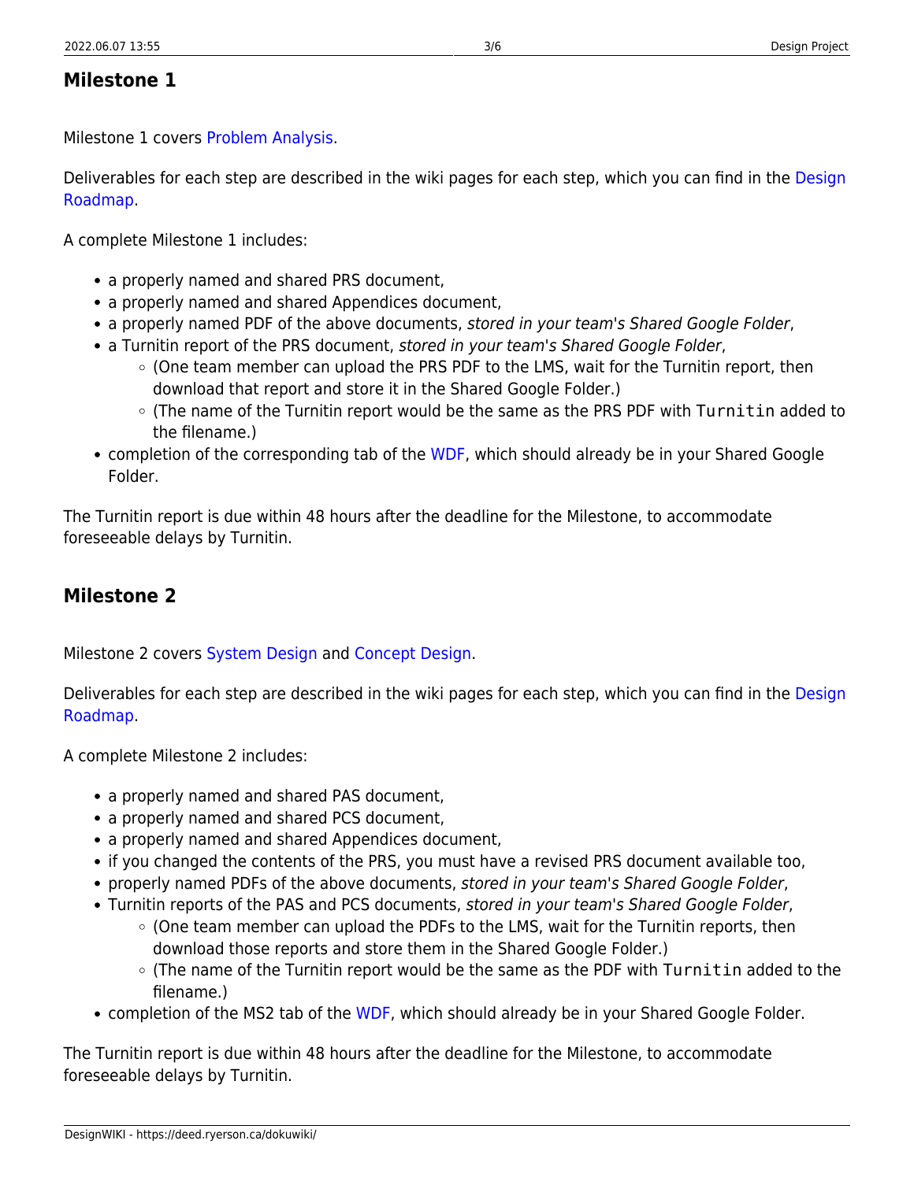## Milestone 1

Milestone 1 covers Problem Analysis.

Deliverables for each step are described in the wiki pages for each step, which you can find in the Design Roadmap.

A complete Milestone 1 includes:

- a properly named and shared PRS document,
- a properly named and shared Appendices document,
- a properly named PDF of the above documents, *stored in your team's Shared Google Folder*,
- a Turnitin report of the PRS document, *stored in your team's Shared Google Folder*,
  - (One team member can upload the PRS PDF to the LMS, wait for the Turnitin report, then download that report and store it in the Shared Google Folder.)
  - (The name of the Turnitin report would be the same as the PRS PDF with `Turnitin` added to the filename.)
- completion of the corresponding tab of the WDF, which should already be in your Shared Google Folder.

The Turnitin report is due within 48 hours after the deadline for the Milestone, to accommodate foreseeable delays by Turnitin.

## Milestone 2

Milestone 2 covers System Design and Concept Design.

Deliverables for each step are described in the wiki pages for each step, which you can find in the Design Roadmap.

A complete Milestone 2 includes:

- a properly named and shared PAS document,
- a properly named and shared PCS document,
- a properly named and shared Appendices document,
- if you changed the contents of the PRS, you must have a revised PRS document available too,
- properly named PDFs of the above documents, *stored in your team's Shared Google Folder*,
- Turnitin reports of the PAS and PCS documents, *stored in your team's Shared Google Folder*,
  - (One team member can upload the PDFs to the LMS, wait for the Turnitin reports, then download those reports and store them in the Shared Google Folder.)
  - (The name of the Turnitin report would be the same as the PDF with `Turnitin` added to the filename.)
- completion of the MS2 tab of the WDF, which should already be in your Shared Google Folder.

The Turnitin report is due within 48 hours after the deadline for the Milestone, to accommodate foreseeable delays by Turnitin.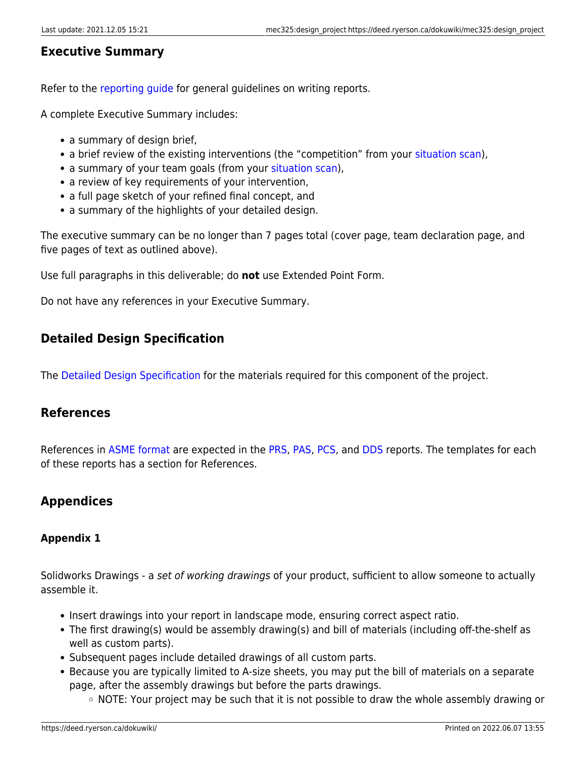## Executive Summary

Refer to the reporting guide for general guidelines on writing reports.

A complete Executive Summary includes:

- a summary of design brief,
- a brief review of the existing interventions (the "competition" from your situation scan),
- a summary of your team goals (from your situation scan),
- a review of key requirements of your intervention,
- a full page sketch of your refined final concept, and
- a summary of the highlights of your detailed design.

The executive summary can be no longer than 7 pages total (cover page, team declaration page, and five pages of text as outlined above).

Use full paragraphs in this deliverable; do **not** use Extended Point Form.

Do not have any references in your Executive Summary.

## Detailed Design Specification

The Detailed Design Specification for the materials required for this component of the project.

## References

References in ASME format are expected in the PRS, PAS, PCS, and DDS reports. The templates for each of these reports has a section for References.

## Appendices

### Appendix 1

Solidworks Drawings - a *set of working drawings* of your product, sufficient to allow someone to actually assemble it.

- Insert drawings into your report in landscape mode, ensuring correct aspect ratio.
- The first drawing(s) would be assembly drawing(s) and bill of materials (including off-the-shelf as well as custom parts).
- Subsequent pages include detailed drawings of all custom parts.
- Because you are typically limited to A-size sheets, you may put the bill of materials on a separate page, after the assembly drawings but before the parts drawings.
  - NOTE: Your project may be such that it is not possible to draw the whole assembly drawing or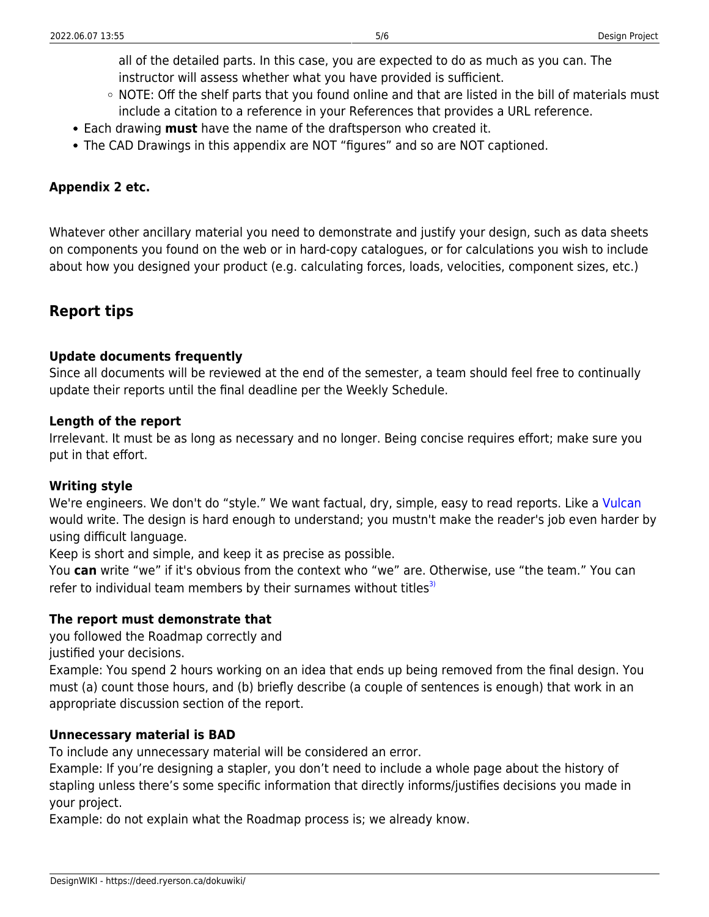all of the detailed parts. In this case, you are expected to do as much as you can. The instructor will assess whether what you have provided is sufficient.
    - NOTE: Off the shelf parts that you found online and that are listed in the bill of materials must include a citation to a reference in your References that provides a URL reference.
- Each drawing **must** have the name of the draftsperson who created it.
- The CAD Drawings in this appendix are NOT "figures" and so are NOT captioned.

#### Appendix 2 etc.

Whatever other ancillary material you need to demonstrate and justify your design, such as data sheets on components you found on the web or in hard-copy catalogues, or for calculations you wish to include about how you designed your product (e.g. calculating forces, loads, velocities, component sizes, etc.)

## Report tips

#### Update documents frequently

Since all documents will be reviewed at the end of the semester, a team should feel free to continually update their reports until the final deadline per the Weekly Schedule.

#### Length of the report

Irrelevant. It must be as long as necessary and no longer. Being concise requires effort; make sure you put in that effort.

#### Writing style

We're engineers. We don't do "style." We want factual, dry, simple, easy to read reports. Like a Vulcan would write. The design is hard enough to understand; you mustn't make the reader's job even harder by using difficult language.

Keep is short and simple, and keep it as precise as possible.

You **can** write "we" if it's obvious from the context who "we" are. Otherwise, use "the team." You can refer to individual team members by their surnames without titles[3)]

#### The report must demonstrate that

you followed the Roadmap correctly and

justified your decisions.

Example: You spend 2 hours working on an idea that ends up being removed from the final design. You must (a) count those hours, and (b) briefly describe (a couple of sentences is enough) that work in an appropriate discussion section of the report.

#### Unnecessary material is BAD

To include any unnecessary material will be considered an error.

Example: If you're designing a stapler, you don't need to include a whole page about the history of stapling unless there's some specific information that directly informs/justifies decisions you made in your project.

Example: do not explain what the Roadmap process is; we already know.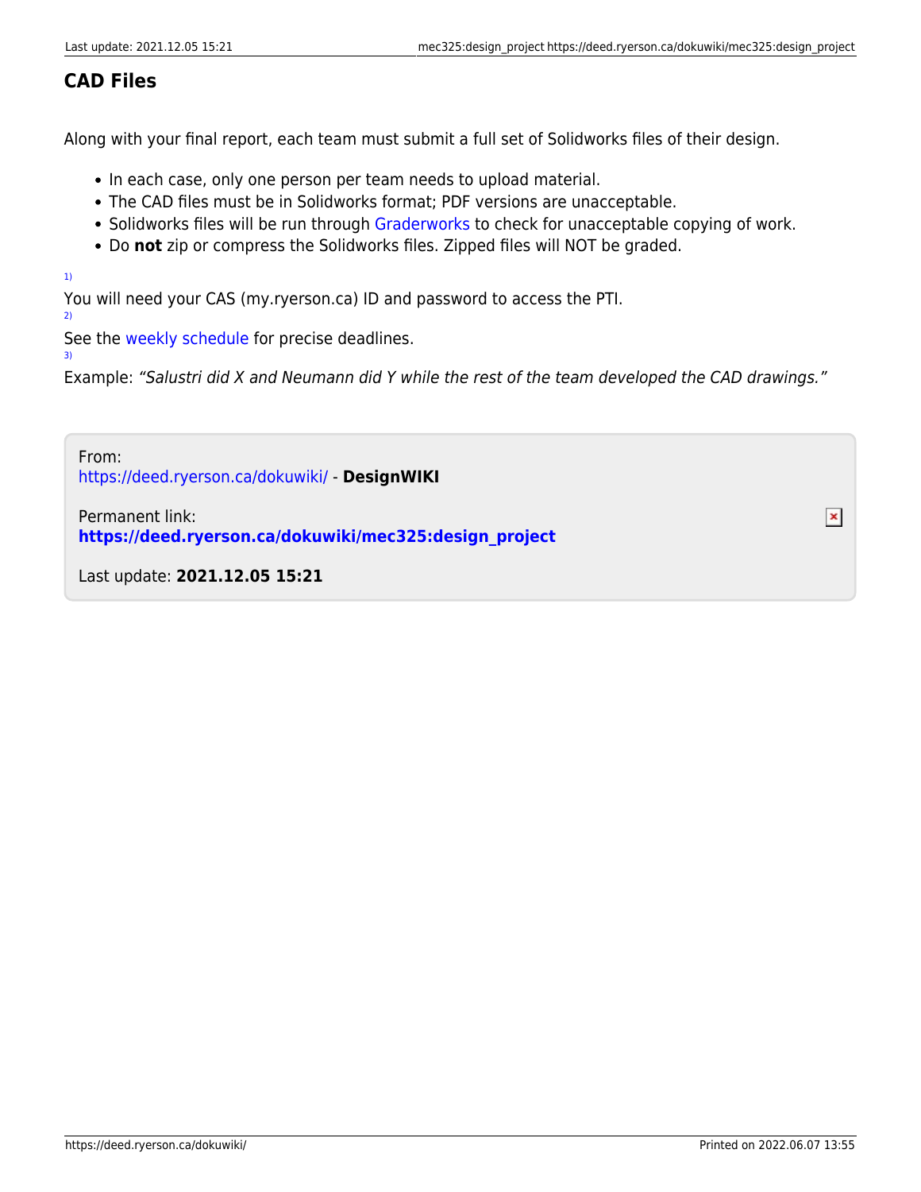### CAD Files

Along with your final report, each team must submit a full set of Solidworks files of their design.

- In each case, only one person per team needs to upload material.
- The CAD files must be in Solidworks format; PDF versions are unacceptable.
- Solidworks files will be run through Graderworks to check for unacceptable copying of work.
- Do **not** zip or compress the Solidworks files. Zipped files will NOT be graded.

[1]
You will need your CAS (my.ryerson.ca) ID and password to access the PTI.
[2]
See the weekly schedule for precise deadlines.
[3]
Example: *"Salustri did X and Neumann did Y while the rest of the team developed the CAD drawings."*

From:
https://deed.ryerson.ca/dokuwiki/ - **DesignWIKI**

Permanent link:
**https://deed.ryerson.ca/dokuwiki/mec325:design_project**

Last update: **2021.12.05 15:21**